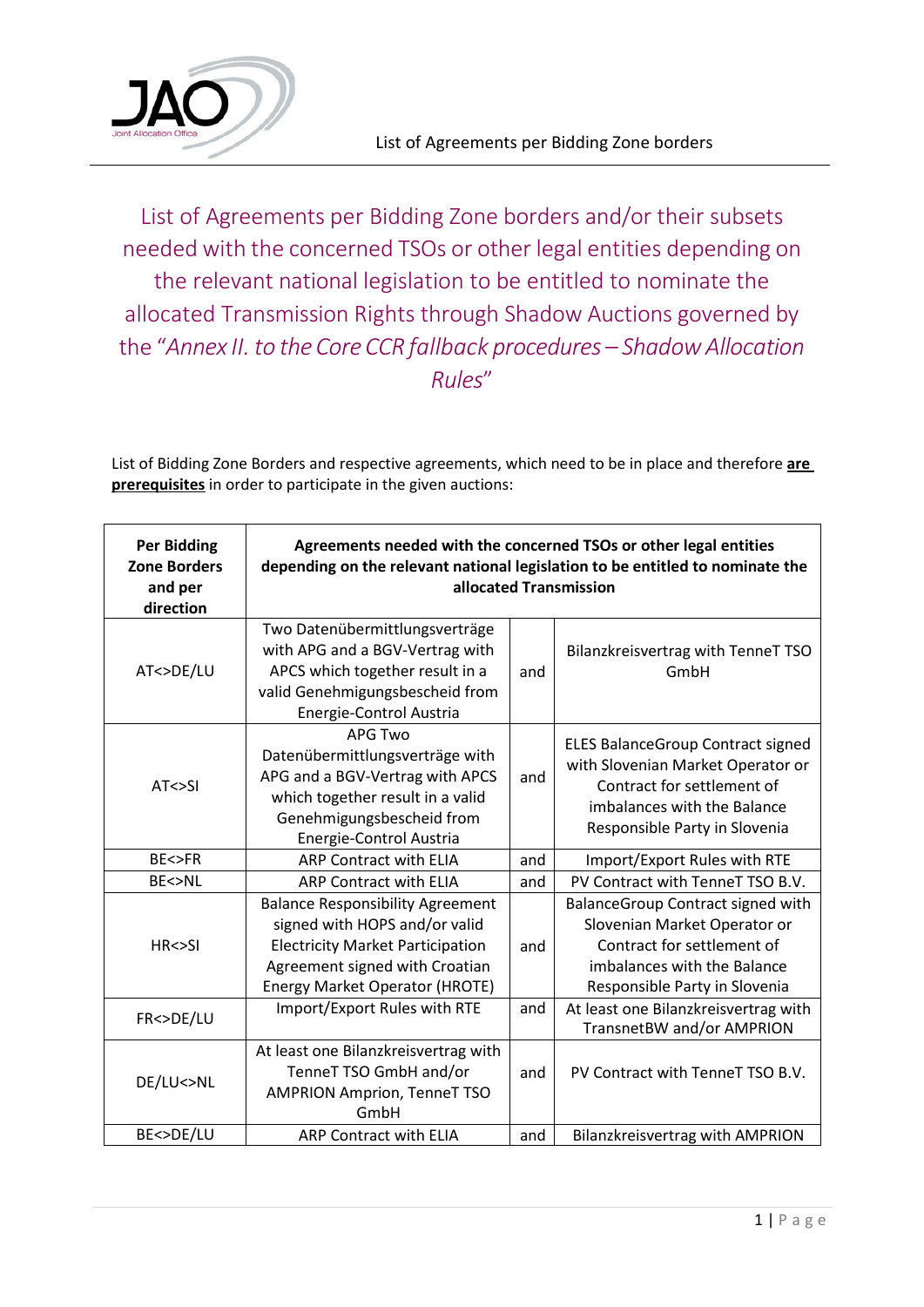# List of Agreements per Bidding Zone borders and/or their subsets needed with the concerned TSOs or other legal entities depending on the relevant national legislation to be entitled to nominate the allocated Transmission Rights through Shadow Auctions governed by the "*Annex II. to the Core CCR fallback procedures – Shadow Allocation Rules*"

List of Bidding Zone Borders and respective agreements, which need to be in place and therefore **are prerequisites** in order to participate in the given auctions:

| Per Bidding Zone Borders and per direction | Agreements needed with the concerned TSOs or other legal entities depending on the relevant national legislation to be entitled to nominate the allocated Transmission | | |
|---|---|---|---|
| AT<>DE/LU | Two Datenübermittlungsverträge with APG and a BGV-Vertrag with APCS which together result in a valid Genehmigungsbescheid from Energie-Control Austria | and | Bilanzkreisvertrag with TenneT TSO GmbH |
| AT<>SI | APG Two Datenübermittlungsverträge with APG and a BGV-Vertrag with APCS which together result in a valid Genehmigungsbescheid from Energie-Control Austria | and | ELES BalanceGroup Contract signed with Slovenian Market Operator or Contract for settlement of imbalances with the Balance Responsible Party in Slovenia |
| BE<>FR | ARP Contract with ELIA | and | Import/Export Rules with RTE |
| BE<>NL | ARP Contract with ELIA | and | PV Contract with TenneT TSO B.V. |
| HR<>SI | Balance Responsibility Agreement signed with HOPS and/or valid Electricity Market Participation Agreement signed with Croatian Energy Market Operator (HROTE) | and | BalanceGroup Contract signed with Slovenian Market Operator or Contract for settlement of imbalances with the Balance Responsible Party in Slovenia |
| FR<>DE/LU | Import/Export Rules with RTE | and | At least one Bilanzkreisvertrag with TransnetBW and/or AMPRION |
| DE/LU<>NL | At least one Bilanzkreisvertrag with TenneT TSO GmbH and/or AMPRION Amprion, TenneT TSO GmbH | and | PV Contract with TenneT TSO B.V. |
| BE<>DE/LU | ARP Contract with ELIA | and | Bilanzkreisvertrag with AMPRION |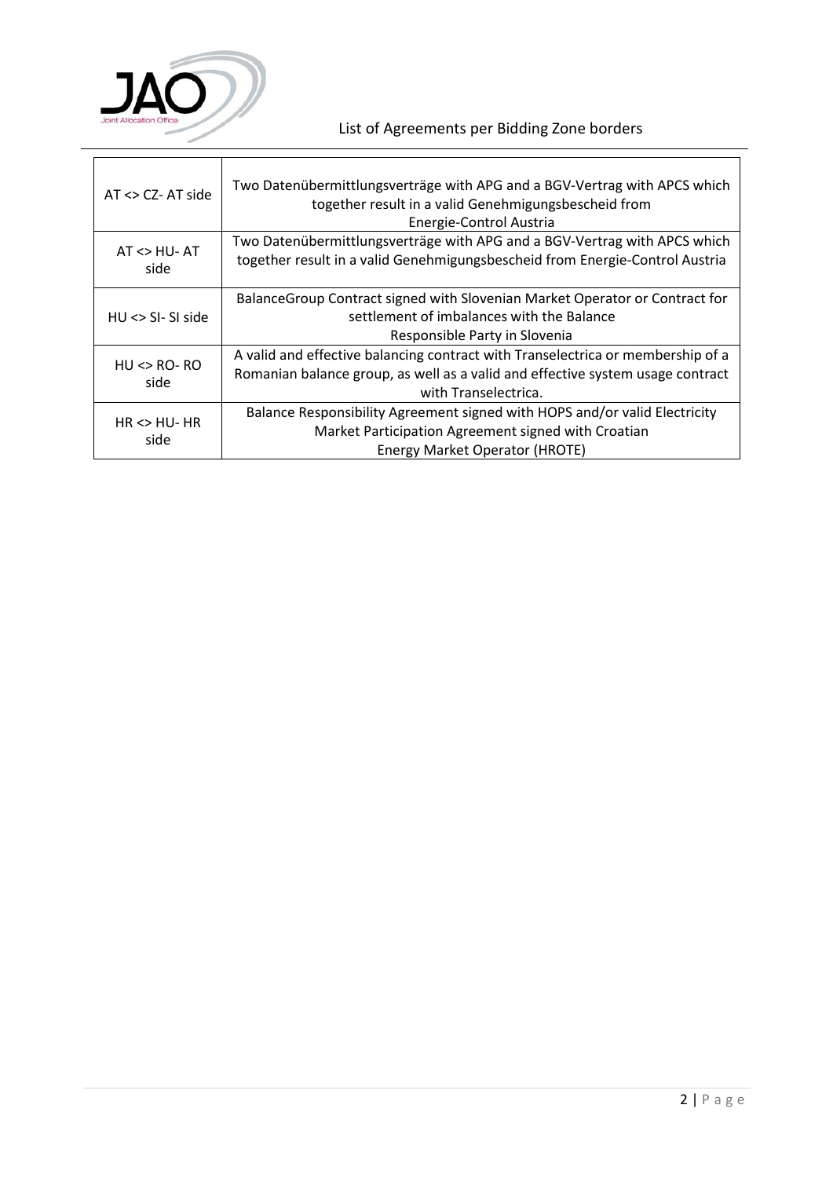| AT <> CZ- AT side | Two Datenübermittlungsverträge with APG and a BGV-Vertrag with APCS which together result in a valid Genehmigungsbescheid from Energie-Control Austria |
|---|---|
| AT <> HU- AT side | Two Datenübermittlungsverträge with APG and a BGV-Vertrag with APCS which together result in a valid Genehmigungsbescheid from Energie-Control Austria |
| HU <> SI- SI side | BalanceGroup Contract signed with Slovenian Market Operator or Contract for settlement of imbalances with the Balance Responsible Party in Slovenia |
| HU <> RO- RO side | A valid and effective balancing contract with Transelectrica or membership of a Romanian balance group, as well as a valid and effective system usage contract with Transelectrica. |
| HR <> HU- HR side | Balance Responsibility Agreement signed with HOPS and/or valid Electricity Market Participation Agreement signed with Croatian Energy Market Operator (HROTE) |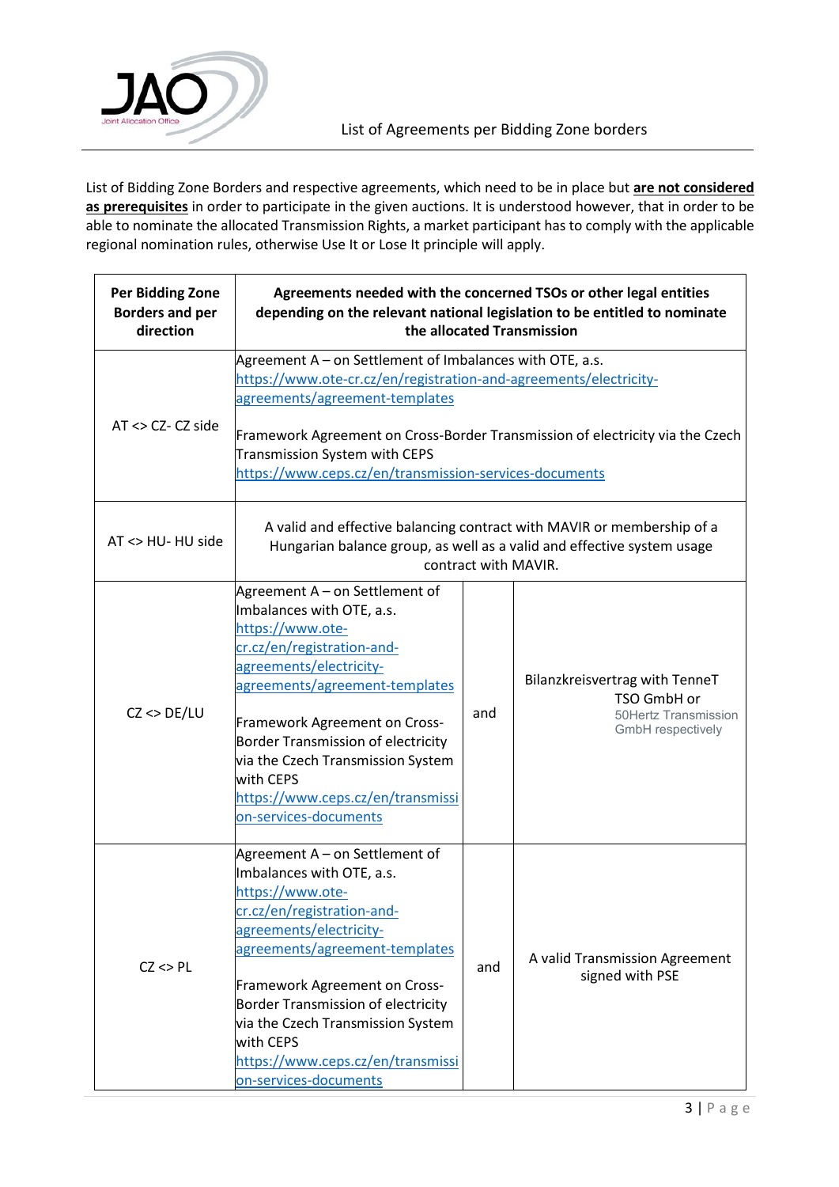List of Bidding Zone Borders and respective agreements, which need to be in place but **are not considered as prerequisites** in order to participate in the given auctions. It is understood however, that in order to be able to nominate the allocated Transmission Rights, a market participant has to comply with the applicable regional nomination rules, otherwise Use It or Lose It principle will apply.

| Per Bidding Zone Borders and per direction | Agreements needed with the concerned TSOs or other legal entities depending on the relevant national legislation to be entitled to nominate the allocated Transmission | | |
|---|---|---|---|
| AT <> CZ- CZ side | Agreement A – on Settlement of Imbalances with OTE, a.s. https://www.ote-cr.cz/en/registration-and-agreements/electricity-agreements/agreement-templates<br><br>Framework Agreement on Cross-Border Transmission of electricity via the Czech Transmission System with CEPS https://www.ceps.cz/en/transmission-services-documents | | |
| AT <> HU- HU side | A valid and effective balancing contract with MAVIR or membership of a Hungarian balance group, as well as a valid and effective system usage contract with MAVIR. | | |
| CZ <> DE/LU | Agreement A – on Settlement of Imbalances with OTE, a.s. https://www.ote-cr.cz/en/registration-and-agreements/electricity-agreements/agreement-templates<br><br>Framework Agreement on Cross-Border Transmission of electricity via the Czech Transmission System with CEPS https://www.ceps.cz/en/transmission-services-documents | and | Bilanzkreisvertrag with TenneT TSO GmbH or 50Hertz Transmission GmbH respectively |
| CZ <> PL | Agreement A – on Settlement of Imbalances with OTE, a.s. https://www.ote-cr.cz/en/registration-and-agreements/electricity-agreements/agreement-templates<br><br>Framework Agreement on Cross-Border Transmission of electricity via the Czech Transmission System with CEPS https://www.ceps.cz/en/transmission-services-documents | and | A valid Transmission Agreement signed with PSE |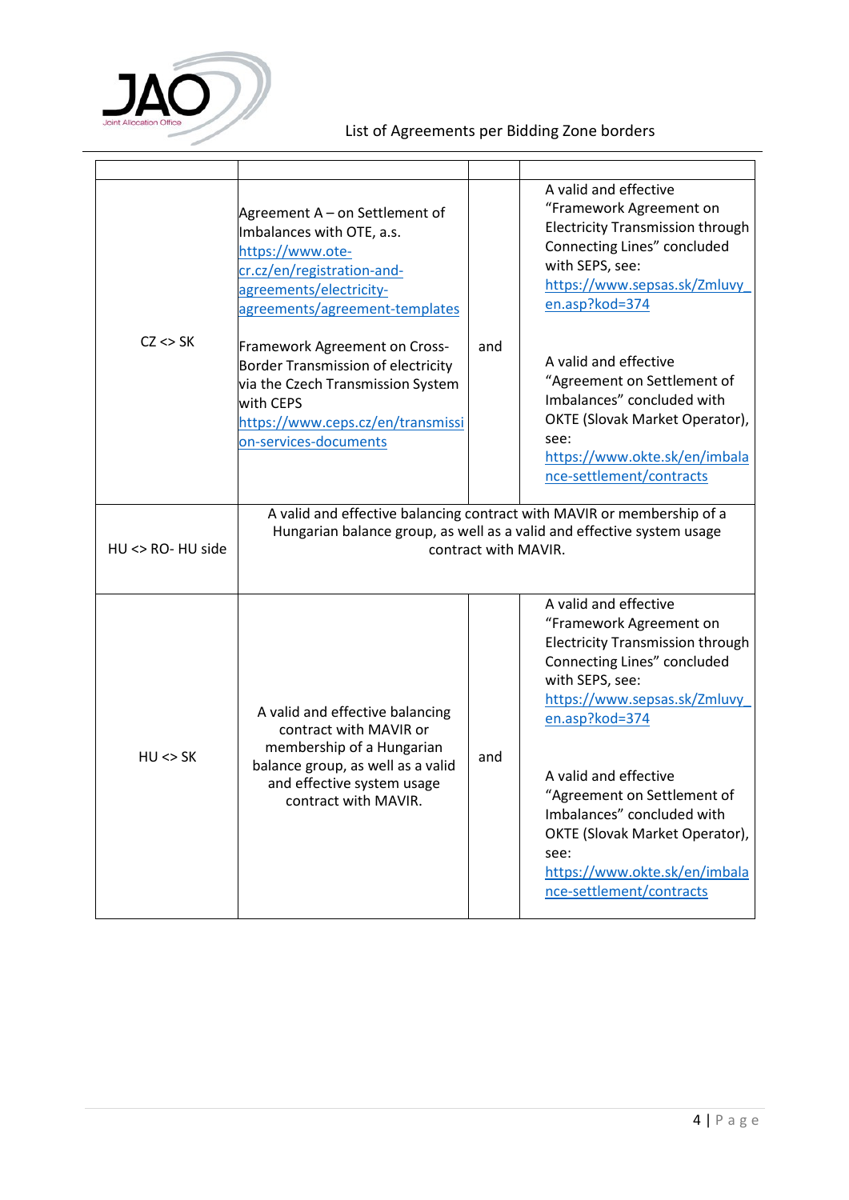| | | | |
|---|---|---|---|
| CZ <> SK | Agreement A – on Settlement of Imbalances with OTE, a.s. https://www.ote-cr.cz/en/registration-and-agreements/electricity-agreements/agreement-templates<br><br>Framework Agreement on Cross-Border Transmission of electricity via the Czech Transmission System with CEPS https://www.ceps.cz/en/transmission-services-documents | and | A valid and effective "Framework Agreement on Electricity Transmission through Connecting Lines" concluded with SEPS, see: https://www.sepsas.sk/Zmluvy_en.asp?kod=374<br><br>A valid and effective "Agreement on Settlement of Imbalances" concluded with OKTE (Slovak Market Operator), see: https://www.okte.sk/en/imbalance-settlement/contracts |
| HU <> RO- HU side | A valid and effective balancing contract with MAVIR or membership of a Hungarian balance group, as well as a valid and effective system usage contract with MAVIR. | | |
| HU <> SK | A valid and effective balancing contract with MAVIR or membership of a Hungarian balance group, as well as a valid and effective system usage contract with MAVIR. | and | A valid and effective "Framework Agreement on Electricity Transmission through Connecting Lines" concluded with SEPS, see: https://www.sepsas.sk/Zmluvy_en.asp?kod=374<br><br>A valid and effective "Agreement on Settlement of Imbalances" concluded with OKTE (Slovak Market Operator), see: https://www.okte.sk/en/imbalance-settlement/contracts |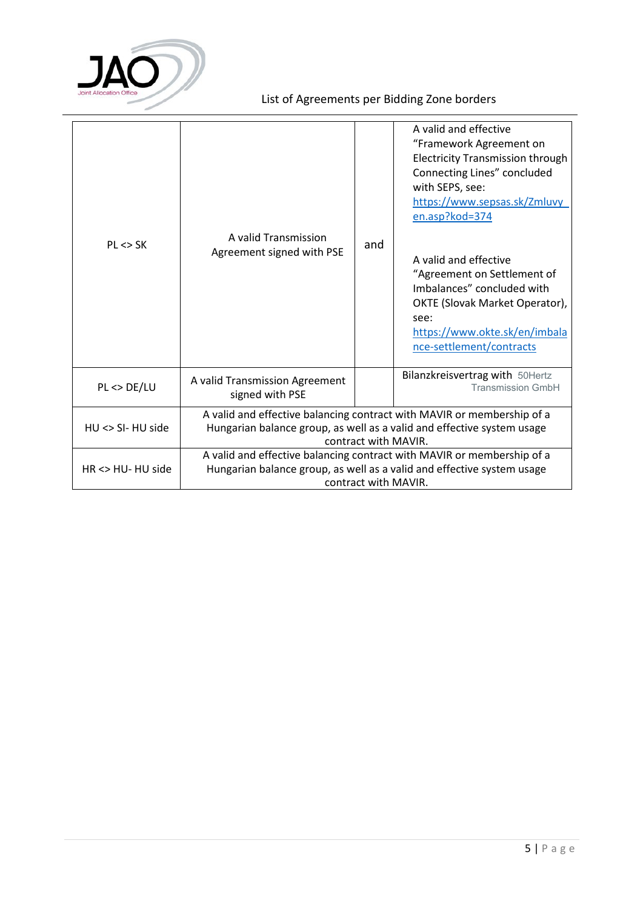| | | | |
|---|---|---|---|
| PL <> SK | A valid Transmission Agreement signed with PSE | and | A valid and effective "Framework Agreement on Electricity Transmission through Connecting Lines" concluded with SEPS, see: https://www.sepsas.sk/Zmluvy_en.asp?kod=374<br><br>A valid and effective "Agreement on Settlement of Imbalances" concluded with OKTE (Slovak Market Operator), see: https://www.okte.sk/en/imbalance-settlement/contracts |
| PL <> DE/LU | A valid Transmission Agreement signed with PSE | | Bilanzkreisvertrag with 50Hertz Transmission GmbH |
| HU <> SI- HU side | A valid and effective balancing contract with MAVIR or membership of a Hungarian balance group, as well as a valid and effective system usage contract with MAVIR. | | |
| HR <> HU- HU side | A valid and effective balancing contract with MAVIR or membership of a Hungarian balance group, as well as a valid and effective system usage contract with MAVIR. | | |